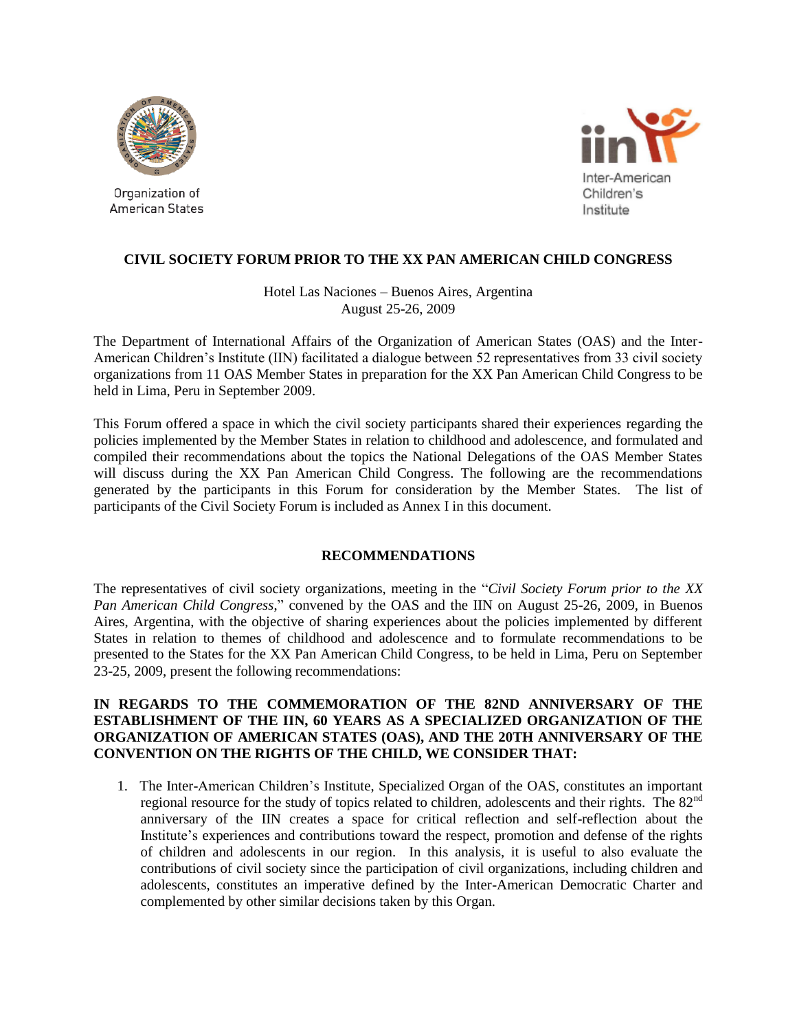Organization of American States

Inter-American Children's Institute

## CIVIL SOCIETY FORUM PRIOR TO THE XX PAN AMERICAN CHILD CONGRESS

Hotel Las Naciones – Buenos Aires, Argentina
August 25-26, 2009

The Department of International Affairs of the Organization of American States (OAS) and the Inter-American Children's Institute (IIN) facilitated a dialogue between 52 representatives from 33 civil society organizations from 11 OAS Member States in preparation for the XX Pan American Child Congress to be held in Lima, Peru in September 2009.

This Forum offered a space in which the civil society participants shared their experiences regarding the policies implemented by the Member States in relation to childhood and adolescence, and formulated and compiled their recommendations about the topics the National Delegations of the OAS Member States will discuss during the XX Pan American Child Congress. The following are the recommendations generated by the participants in this Forum for consideration by the Member States. The list of participants of the Civil Society Forum is included as Annex I in this document.

### RECOMMENDATIONS

The representatives of civil society organizations, meeting in the "*Civil Society Forum prior to the XX Pan American Child Congress*," convened by the OAS and the IIN on August 25-26, 2009, in Buenos Aires, Argentina, with the objective of sharing experiences about the policies implemented by different States in relation to themes of childhood and adolescence and to formulate recommendations to be presented to the States for the XX Pan American Child Congress, to be held in Lima, Peru on September 23-25, 2009, present the following recommendations:

**IN REGARDS TO THE COMMEMORATION OF THE 82ND ANNIVERSARY OF THE ESTABLISHMENT OF THE IIN, 60 YEARS AS A SPECIALIZED ORGANIZATION OF THE ORGANIZATION OF AMERICAN STATES (OAS), AND THE 20TH ANNIVERSARY OF THE CONVENTION ON THE RIGHTS OF THE CHILD, WE CONSIDER THAT:**

1. The Inter-American Children's Institute, Specialized Organ of the OAS, constitutes an important regional resource for the study of topics related to children, adolescents and their rights. The 82nd anniversary of the IIN creates a space for critical reflection and self-reflection about the Institute's experiences and contributions toward the respect, promotion and defense of the rights of children and adolescents in our region. In this analysis, it is useful to also evaluate the contributions of civil society since the participation of civil organizations, including children and adolescents, constitutes an imperative defined by the Inter-American Democratic Charter and complemented by other similar decisions taken by this Organ.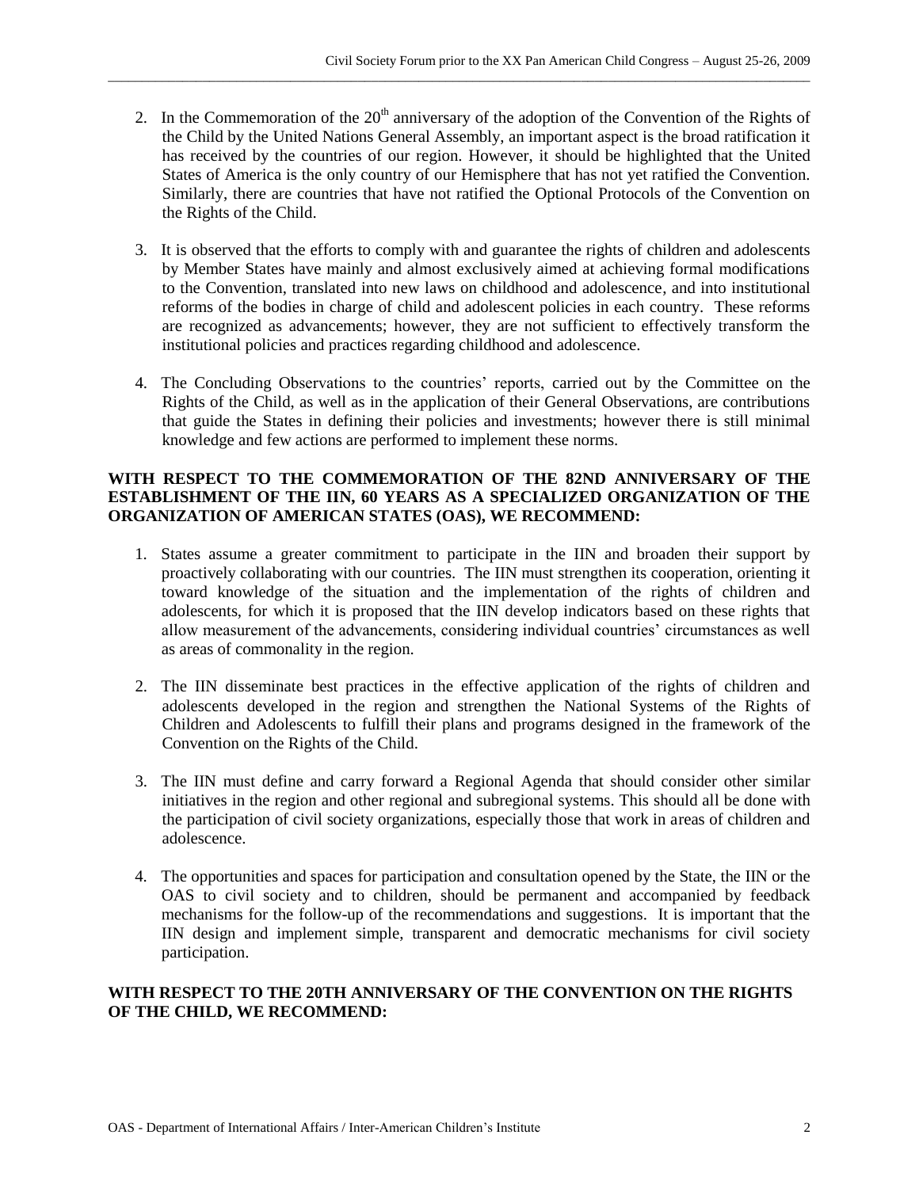2. In the Commemoration of the 20th anniversary of the adoption of the Convention of the Rights of the Child by the United Nations General Assembly, an important aspect is the broad ratification it has received by the countries of our region. However, it should be highlighted that the United States of America is the only country of our Hemisphere that has not yet ratified the Convention. Similarly, there are countries that have not ratified the Optional Protocols of the Convention on the Rights of the Child.

3. It is observed that the efforts to comply with and guarantee the rights of children and adolescents by Member States have mainly and almost exclusively aimed at achieving formal modifications to the Convention, translated into new laws on childhood and adolescence, and into institutional reforms of the bodies in charge of child and adolescent policies in each country. These reforms are recognized as advancements; however, they are not sufficient to effectively transform the institutional policies and practices regarding childhood and adolescence.

4. The Concluding Observations to the countries' reports, carried out by the Committee on the Rights of the Child, as well as in the application of their General Observations, are contributions that guide the States in defining their policies and investments; however there is still minimal knowledge and few actions are performed to implement these norms.

**WITH RESPECT TO THE COMMEMORATION OF THE 82ND ANNIVERSARY OF THE ESTABLISHMENT OF THE IIN, 60 YEARS AS A SPECIALIZED ORGANIZATION OF THE ORGANIZATION OF AMERICAN STATES (OAS), WE RECOMMEND:**

1. States assume a greater commitment to participate in the IIN and broaden their support by proactively collaborating with our countries. The IIN must strengthen its cooperation, orienting it toward knowledge of the situation and the implementation of the rights of children and adolescents, for which it is proposed that the IIN develop indicators based on these rights that allow measurement of the advancements, considering individual countries' circumstances as well as areas of commonality in the region.

2. The IIN disseminate best practices in the effective application of the rights of children and adolescents developed in the region and strengthen the National Systems of the Rights of Children and Adolescents to fulfill their plans and programs designed in the framework of the Convention on the Rights of the Child.

3. The IIN must define and carry forward a Regional Agenda that should consider other similar initiatives in the region and other regional and subregional systems. This should all be done with the participation of civil society organizations, especially those that work in areas of children and adolescence.

4. The opportunities and spaces for participation and consultation opened by the State, the IIN or the OAS to civil society and to children, should be permanent and accompanied by feedback mechanisms for the follow-up of the recommendations and suggestions. It is important that the IIN design and implement simple, transparent and democratic mechanisms for civil society participation.

**WITH RESPECT TO THE 20TH ANNIVERSARY OF THE CONVENTION ON THE RIGHTS OF THE CHILD, WE RECOMMEND:**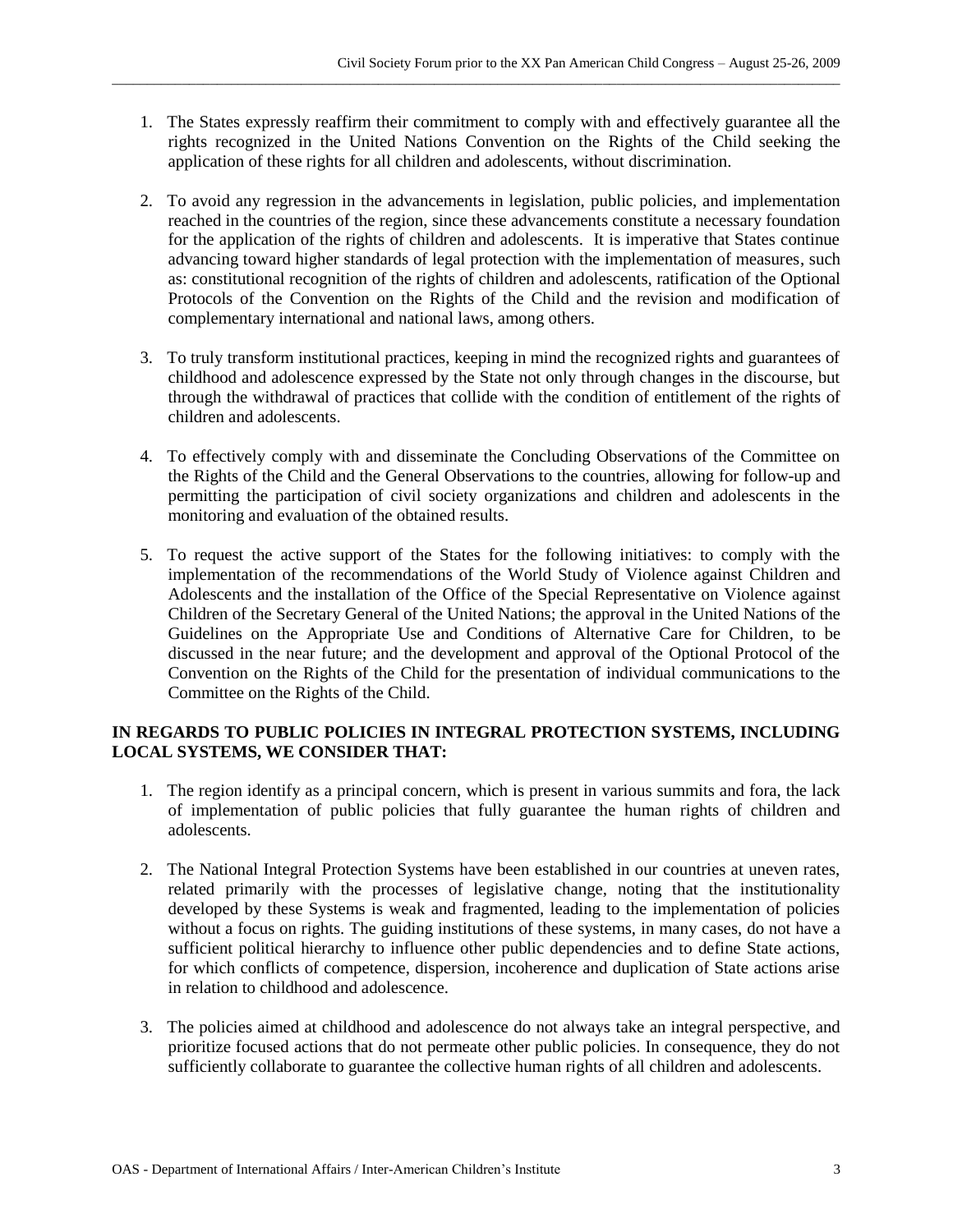1. The States expressly reaffirm their commitment to comply with and effectively guarantee all the rights recognized in the United Nations Convention on the Rights of the Child seeking the application of these rights for all children and adolescents, without discrimination.

2. To avoid any regression in the advancements in legislation, public policies, and implementation reached in the countries of the region, since these advancements constitute a necessary foundation for the application of the rights of children and adolescents. It is imperative that States continue advancing toward higher standards of legal protection with the implementation of measures, such as: constitutional recognition of the rights of children and adolescents, ratification of the Optional Protocols of the Convention on the Rights of the Child and the revision and modification of complementary international and national laws, among others.

3. To truly transform institutional practices, keeping in mind the recognized rights and guarantees of childhood and adolescence expressed by the State not only through changes in the discourse, but through the withdrawal of practices that collide with the condition of entitlement of the rights of children and adolescents.

4. To effectively comply with and disseminate the Concluding Observations of the Committee on the Rights of the Child and the General Observations to the countries, allowing for follow-up and permitting the participation of civil society organizations and children and adolescents in the monitoring and evaluation of the obtained results.

5. To request the active support of the States for the following initiatives: to comply with the implementation of the recommendations of the World Study of Violence against Children and Adolescents and the installation of the Office of the Special Representative on Violence against Children of the Secretary General of the United Nations; the approval in the United Nations of the Guidelines on the Appropriate Use and Conditions of Alternative Care for Children, to be discussed in the near future; and the development and approval of the Optional Protocol of the Convention on the Rights of the Child for the presentation of individual communications to the Committee on the Rights of the Child.

**IN REGARDS TO PUBLIC POLICIES IN INTEGRAL PROTECTION SYSTEMS, INCLUDING LOCAL SYSTEMS, WE CONSIDER THAT:**

1. The region identify as a principal concern, which is present in various summits and fora, the lack of implementation of public policies that fully guarantee the human rights of children and adolescents.

2. The National Integral Protection Systems have been established in our countries at uneven rates, related primarily with the processes of legislative change, noting that the institutionality developed by these Systems is weak and fragmented, leading to the implementation of policies without a focus on rights. The guiding institutions of these systems, in many cases, do not have a sufficient political hierarchy to influence other public dependencies and to define State actions, for which conflicts of competence, dispersion, incoherence and duplication of State actions arise in relation to childhood and adolescence.

3. The policies aimed at childhood and adolescence do not always take an integral perspective, and prioritize focused actions that do not permeate other public policies. In consequence, they do not sufficiently collaborate to guarantee the collective human rights of all children and adolescents.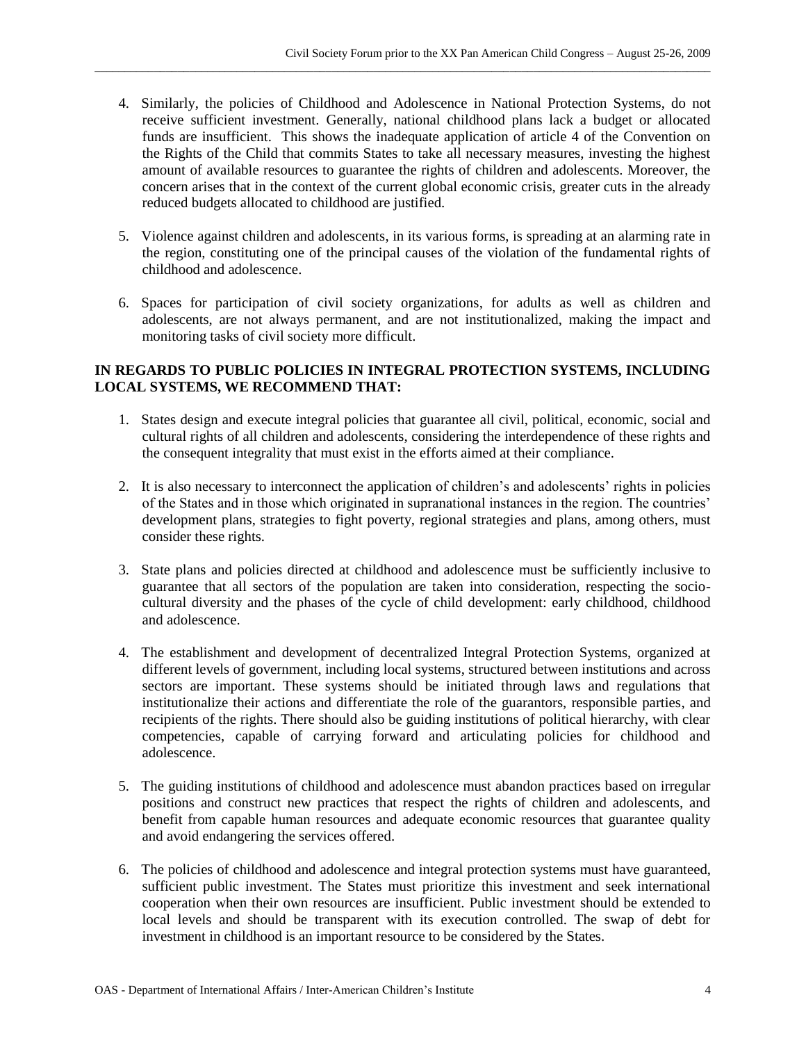4. Similarly, the policies of Childhood and Adolescence in National Protection Systems, do not receive sufficient investment. Generally, national childhood plans lack a budget or allocated funds are insufficient. This shows the inadequate application of article 4 of the Convention on the Rights of the Child that commits States to take all necessary measures, investing the highest amount of available resources to guarantee the rights of children and adolescents. Moreover, the concern arises that in the context of the current global economic crisis, greater cuts in the already reduced budgets allocated to childhood are justified.

5. Violence against children and adolescents, in its various forms, is spreading at an alarming rate in the region, constituting one of the principal causes of the violation of the fundamental rights of childhood and adolescence.

6. Spaces for participation of civil society organizations, for adults as well as children and adolescents, are not always permanent, and are not institutionalized, making the impact and monitoring tasks of civil society more difficult.

**IN REGARDS TO PUBLIC POLICIES IN INTEGRAL PROTECTION SYSTEMS, INCLUDING LOCAL SYSTEMS, WE RECOMMEND THAT:**

1. States design and execute integral policies that guarantee all civil, political, economic, social and cultural rights of all children and adolescents, considering the interdependence of these rights and the consequent integrality that must exist in the efforts aimed at their compliance.

2. It is also necessary to interconnect the application of children's and adolescents' rights in policies of the States and in those which originated in supranational instances in the region. The countries' development plans, strategies to fight poverty, regional strategies and plans, among others, must consider these rights.

3. State plans and policies directed at childhood and adolescence must be sufficiently inclusive to guarantee that all sectors of the population are taken into consideration, respecting the socio-cultural diversity and the phases of the cycle of child development: early childhood, childhood and adolescence.

4. The establishment and development of decentralized Integral Protection Systems, organized at different levels of government, including local systems, structured between institutions and across sectors are important. These systems should be initiated through laws and regulations that institutionalize their actions and differentiate the role of the guarantors, responsible parties, and recipients of the rights. There should also be guiding institutions of political hierarchy, with clear competencies, capable of carrying forward and articulating policies for childhood and adolescence.

5. The guiding institutions of childhood and adolescence must abandon practices based on irregular positions and construct new practices that respect the rights of children and adolescents, and benefit from capable human resources and adequate economic resources that guarantee quality and avoid endangering the services offered.

6. The policies of childhood and adolescence and integral protection systems must have guaranteed, sufficient public investment. The States must prioritize this investment and seek international cooperation when their own resources are insufficient. Public investment should be extended to local levels and should be transparent with its execution controlled. The swap of debt for investment in childhood is an important resource to be considered by the States.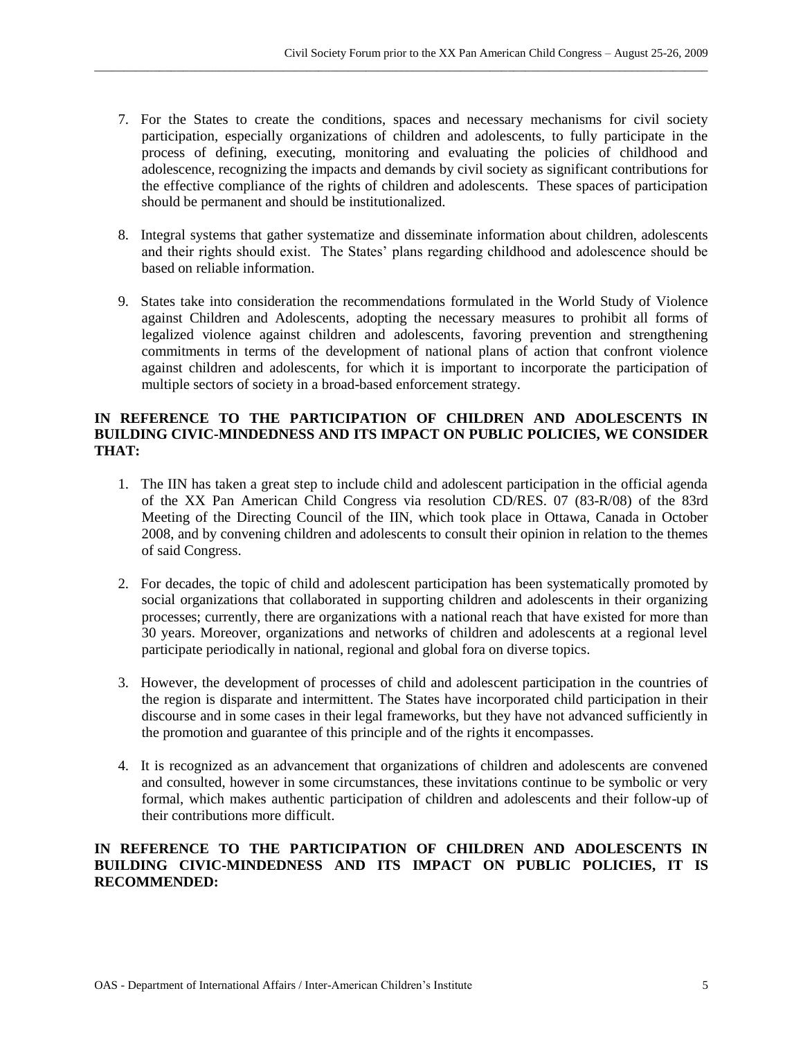7. For the States to create the conditions, spaces and necessary mechanisms for civil society participation, especially organizations of children and adolescents, to fully participate in the process of defining, executing, monitoring and evaluating the policies of childhood and adolescence, recognizing the impacts and demands by civil society as significant contributions for the effective compliance of the rights of children and adolescents. These spaces of participation should be permanent and should be institutionalized.

8. Integral systems that gather systematize and disseminate information about children, adolescents and their rights should exist. The States' plans regarding childhood and adolescence should be based on reliable information.

9. States take into consideration the recommendations formulated in the World Study of Violence against Children and Adolescents, adopting the necessary measures to prohibit all forms of legalized violence against children and adolescents, favoring prevention and strengthening commitments in terms of the development of national plans of action that confront violence against children and adolescents, for which it is important to incorporate the participation of multiple sectors of society in a broad-based enforcement strategy.

**IN REFERENCE TO THE PARTICIPATION OF CHILDREN AND ADOLESCENTS IN BUILDING CIVIC-MINDEDNESS AND ITS IMPACT ON PUBLIC POLICIES, WE CONSIDER THAT:**

1. The IIN has taken a great step to include child and adolescent participation in the official agenda of the XX Pan American Child Congress via resolution CD/RES. 07 (83-R/08) of the 83rd Meeting of the Directing Council of the IIN, which took place in Ottawa, Canada in October 2008, and by convening children and adolescents to consult their opinion in relation to the themes of said Congress.

2. For decades, the topic of child and adolescent participation has been systematically promoted by social organizations that collaborated in supporting children and adolescents in their organizing processes; currently, there are organizations with a national reach that have existed for more than 30 years. Moreover, organizations and networks of children and adolescents at a regional level participate periodically in national, regional and global fora on diverse topics.

3. However, the development of processes of child and adolescent participation in the countries of the region is disparate and intermittent. The States have incorporated child participation in their discourse and in some cases in their legal frameworks, but they have not advanced sufficiently in the promotion and guarantee of this principle and of the rights it encompasses.

4. It is recognized as an advancement that organizations of children and adolescents are convened and consulted, however in some circumstances, these invitations continue to be symbolic or very formal, which makes authentic participation of children and adolescents and their follow-up of their contributions more difficult.

**IN REFERENCE TO THE PARTICIPATION OF CHILDREN AND ADOLESCENTS IN BUILDING CIVIC-MINDEDNESS AND ITS IMPACT ON PUBLIC POLICIES, IT IS RECOMMENDED:**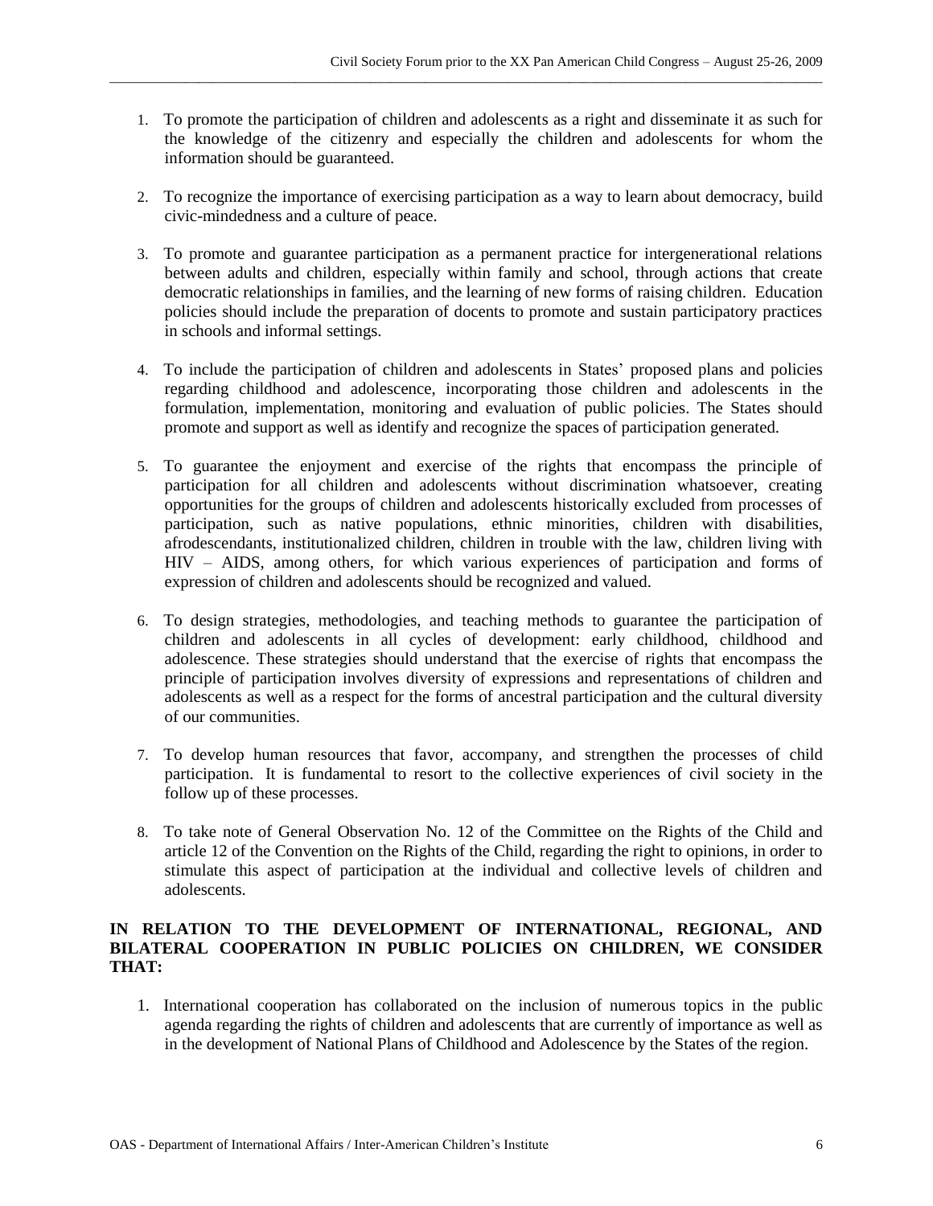1. To promote the participation of children and adolescents as a right and disseminate it as such for the knowledge of the citizenry and especially the children and adolescents for whom the information should be guaranteed.

2. To recognize the importance of exercising participation as a way to learn about democracy, build civic-mindedness and a culture of peace.

3. To promote and guarantee participation as a permanent practice for intergenerational relations between adults and children, especially within family and school, through actions that create democratic relationships in families, and the learning of new forms of raising children. Education policies should include the preparation of docents to promote and sustain participatory practices in schools and informal settings.

4. To include the participation of children and adolescents in States' proposed plans and policies regarding childhood and adolescence, incorporating those children and adolescents in the formulation, implementation, monitoring and evaluation of public policies. The States should promote and support as well as identify and recognize the spaces of participation generated.

5. To guarantee the enjoyment and exercise of the rights that encompass the principle of participation for all children and adolescents without discrimination whatsoever, creating opportunities for the groups of children and adolescents historically excluded from processes of participation, such as native populations, ethnic minorities, children with disabilities, afrodescendants, institutionalized children, children in trouble with the law, children living with HIV – AIDS, among others, for which various experiences of participation and forms of expression of children and adolescents should be recognized and valued.

6. To design strategies, methodologies, and teaching methods to guarantee the participation of children and adolescents in all cycles of development: early childhood, childhood and adolescence. These strategies should understand that the exercise of rights that encompass the principle of participation involves diversity of expressions and representations of children and adolescents as well as a respect for the forms of ancestral participation and the cultural diversity of our communities.

7. To develop human resources that favor, accompany, and strengthen the processes of child participation. It is fundamental to resort to the collective experiences of civil society in the follow up of these processes.

8. To take note of General Observation No. 12 of the Committee on the Rights of the Child and article 12 of the Convention on the Rights of the Child, regarding the right to opinions, in order to stimulate this aspect of participation at the individual and collective levels of children and adolescents.

**IN RELATION TO THE DEVELOPMENT OF INTERNATIONAL, REGIONAL, AND BILATERAL COOPERATION IN PUBLIC POLICIES ON CHILDREN, WE CONSIDER THAT:**

1. International cooperation has collaborated on the inclusion of numerous topics in the public agenda regarding the rights of children and adolescents that are currently of importance as well as in the development of National Plans of Childhood and Adolescence by the States of the region.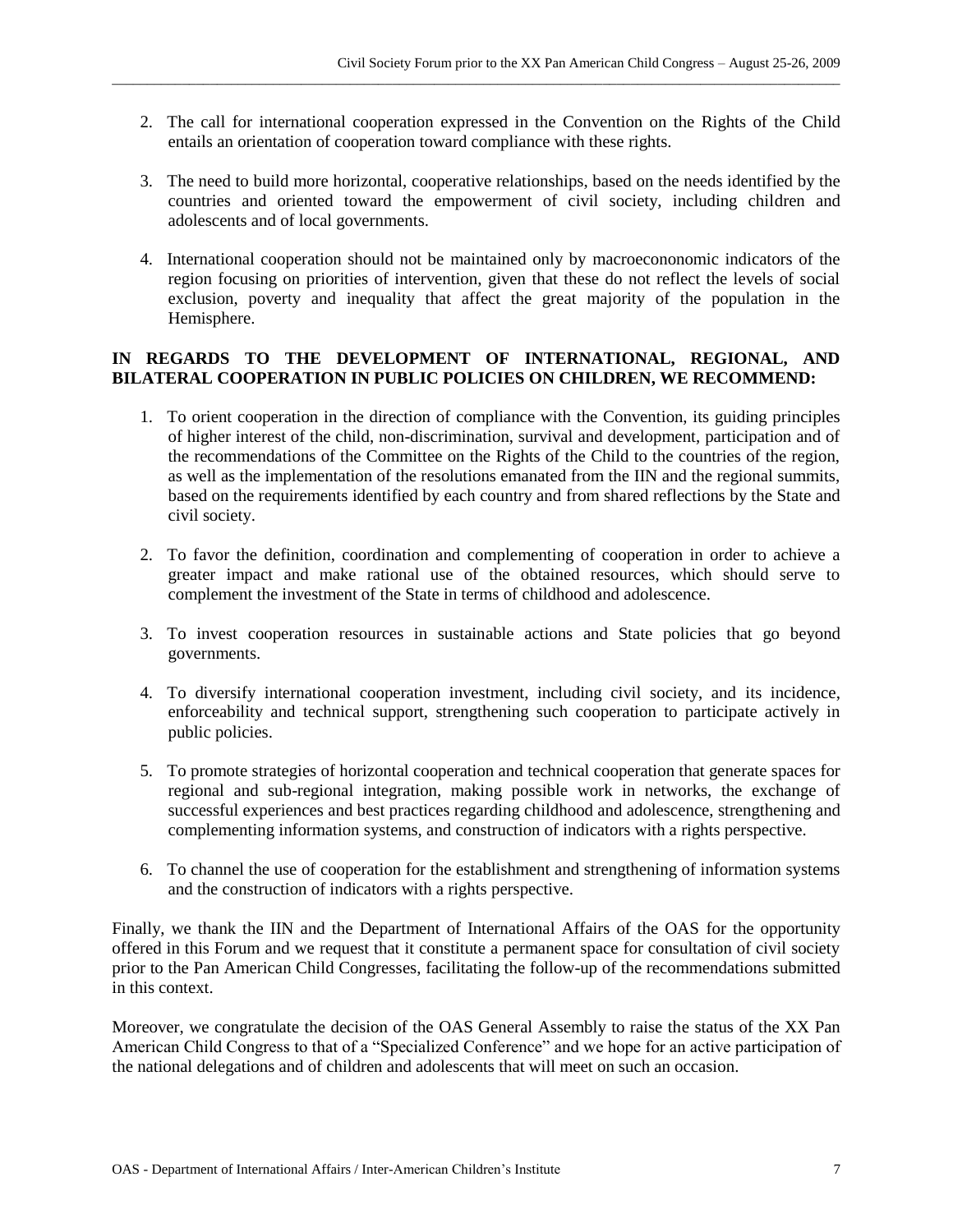2. The call for international cooperation expressed in the Convention on the Rights of the Child entails an orientation of cooperation toward compliance with these rights.

3. The need to build more horizontal, cooperative relationships, based on the needs identified by the countries and oriented toward the empowerment of civil society, including children and adolescents and of local governments.

4. International cooperation should not be maintained only by macroecononomic indicators of the region focusing on priorities of intervention, given that these do not reflect the levels of social exclusion, poverty and inequality that affect the great majority of the population in the Hemisphere.

**IN REGARDS TO THE DEVELOPMENT OF INTERNATIONAL, REGIONAL, AND BILATERAL COOPERATION IN PUBLIC POLICIES ON CHILDREN, WE RECOMMEND:**

1. To orient cooperation in the direction of compliance with the Convention, its guiding principles of higher interest of the child, non-discrimination, survival and development, participation and of the recommendations of the Committee on the Rights of the Child to the countries of the region, as well as the implementation of the resolutions emanated from the IIN and the regional summits, based on the requirements identified by each country and from shared reflections by the State and civil society.

2. To favor the definition, coordination and complementing of cooperation in order to achieve a greater impact and make rational use of the obtained resources, which should serve to complement the investment of the State in terms of childhood and adolescence.

3. To invest cooperation resources in sustainable actions and State policies that go beyond governments.

4. To diversify international cooperation investment, including civil society, and its incidence, enforceability and technical support, strengthening such cooperation to participate actively in public policies.

5. To promote strategies of horizontal cooperation and technical cooperation that generate spaces for regional and sub-regional integration, making possible work in networks, the exchange of successful experiences and best practices regarding childhood and adolescence, strengthening and complementing information systems, and construction of indicators with a rights perspective.

6. To channel the use of cooperation for the establishment and strengthening of information systems and the construction of indicators with a rights perspective.

Finally, we thank the IIN and the Department of International Affairs of the OAS for the opportunity offered in this Forum and we request that it constitute a permanent space for consultation of civil society prior to the Pan American Child Congresses, facilitating the follow-up of the recommendations submitted in this context.

Moreover, we congratulate the decision of the OAS General Assembly to raise the status of the XX Pan American Child Congress to that of a "Specialized Conference" and we hope for an active participation of the national delegations and of children and adolescents that will meet on such an occasion.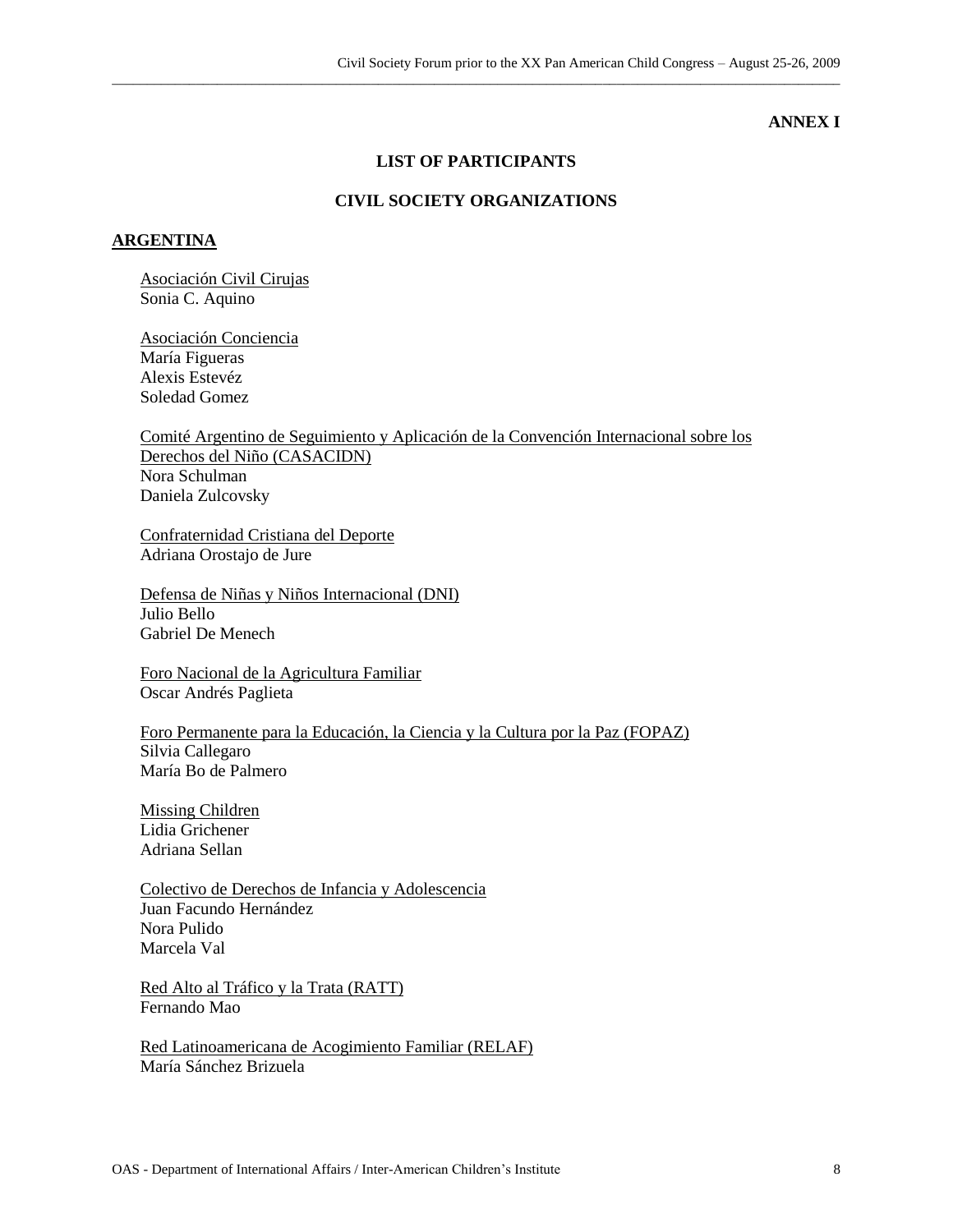**ANNEX I**

## LIST OF PARTICIPANTS

## CIVIL SOCIETY ORGANIZATIONS

### ARGENTINA

Asociación Civil Cirujas
Sonia C. Aquino

Asociación Conciencia
María Figueras
Alexis Estevéz
Soledad Gomez

Comité Argentino de Seguimiento y Aplicación de la Convención Internacional sobre los Derechos del Niño (CASACIDN)
Nora Schulman
Daniela Zulcovsky

Confraternidad Cristiana del Deporte
Adriana Orostajo de Jure

Defensa de Niñas y Niños Internacional (DNI)
Julio Bello
Gabriel De Menech

Foro Nacional de la Agricultura Familiar
Oscar Andrés Paglieta

Foro Permanente para la Educación, la Ciencia y la Cultura por la Paz (FOPAZ)
Silvia Callegaro
María Bo de Palmero

Missing Children
Lidia Grichener
Adriana Sellan

Colectivo de Derechos de Infancia y Adolescencia
Juan Facundo Hernández
Nora Pulido
Marcela Val

Red Alto al Tráfico y la Trata (RATT)
Fernando Mao

Red Latinoamericana de Acogimiento Familiar (RELAF)
María Sánchez Brizuela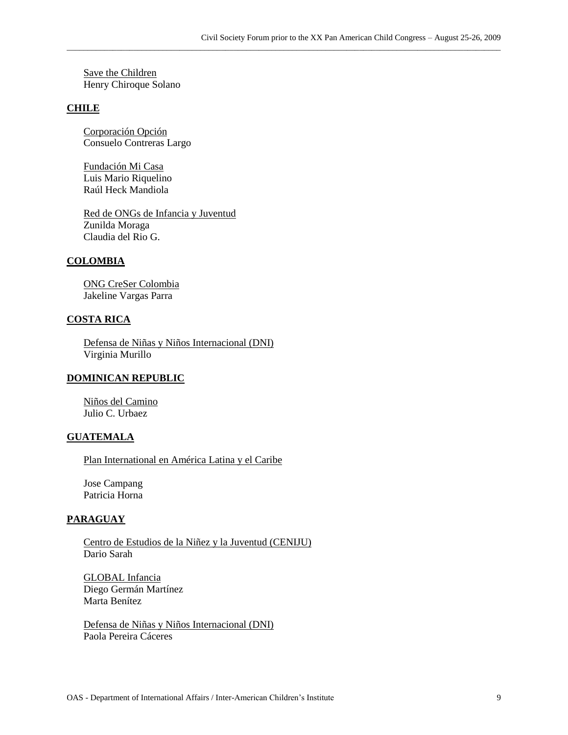Save the Children
Henry Chiroque Solano

**CHILE**

Corporación Opción
Consuelo Contreras Largo

Fundación Mi Casa
Luis Mario Riquelino
Raúl Heck Mandiola

Red de ONGs de Infancia y Juventud
Zunilda Moraga
Claudia del Rio G.

**COLOMBIA**

ONG CreSer Colombia
Jakeline Vargas Parra

**COSTA RICA**

Defensa de Niñas y Niños Internacional (DNI)
Virginia Murillo

**DOMINICAN REPUBLIC**

Niños del Camino
Julio C. Urbaez

**GUATEMALA**

Plan International en América Latina y el Caribe

Jose Campang
Patricia Horna

**PARAGUAY**

Centro de Estudios de la Niñez y la Juventud (CENIJU)
Dario Sarah

GLOBAL Infancia
Diego Germán Martínez
Marta Benítez

Defensa de Niñas y Niños Internacional (DNI)
Paola Pereira Cáceres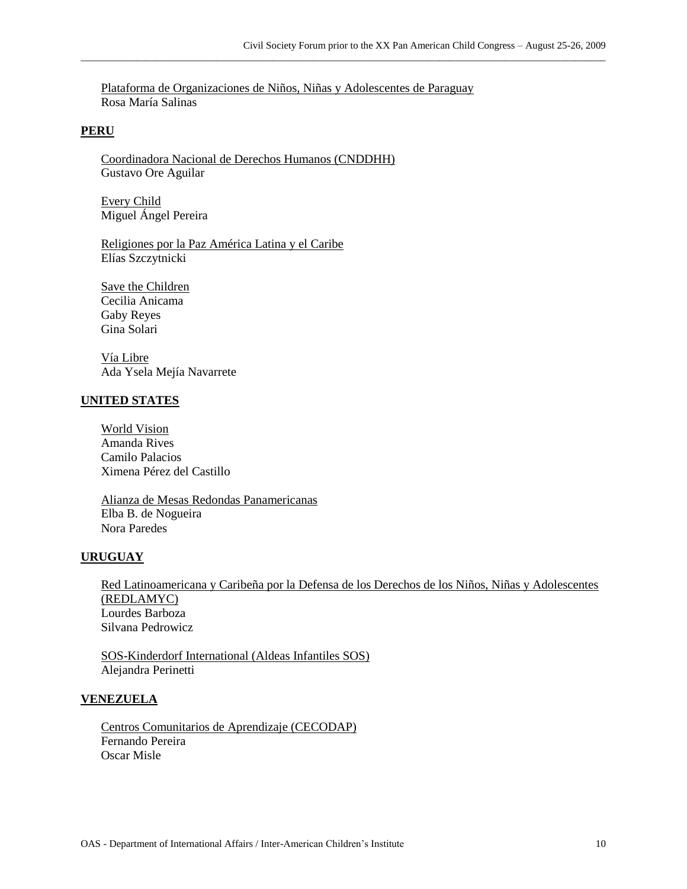Plataforma de Organizaciones de Niños, Niñas y Adolescentes de Paraguay
Rosa María Salinas

## PERU

Coordinadora Nacional de Derechos Humanos (CNDDHH)
Gustavo Ore Aguilar

Every Child
Miguel Ángel Pereira

Religiones por la Paz América Latina y el Caribe
Elías Szczytnicki

Save the Children
Cecilia Anicama
Gaby Reyes
Gina Solari

Vía Libre
Ada Ysela Mejía Navarrete

## UNITED STATES

World Vision
Amanda Rives
Camilo Palacios
Ximena Pérez del Castillo

Alianza de Mesas Redondas Panamericanas
Elba B. de Nogueira
Nora Paredes

## URUGUAY

Red Latinoamericana y Caribeña por la Defensa de los Derechos de los Niños, Niñas y Adolescentes (REDLAMYC)
Lourdes Barboza
Silvana Pedrowicz

SOS-Kinderdorf International (Aldeas Infantiles SOS)
Alejandra Perinetti

## VENEZUELA

Centros Comunitarios de Aprendizaje (CECODAP)
Fernando Pereira
Oscar Misle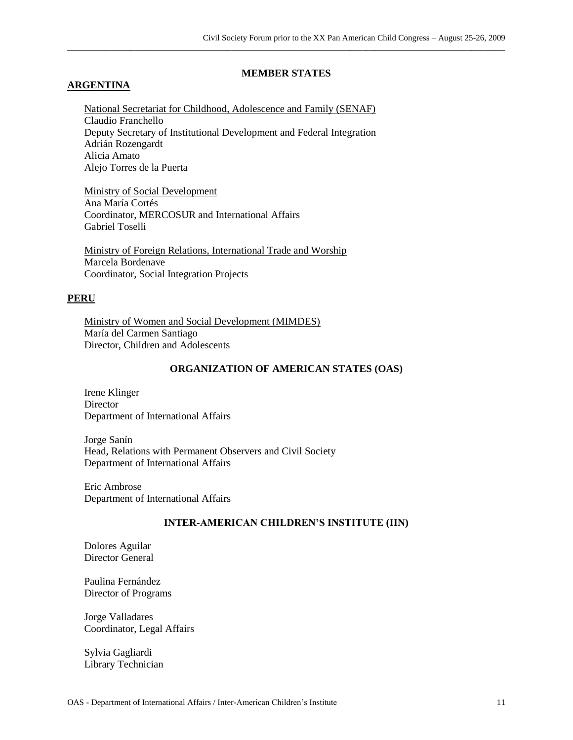## MEMBER STATES

### ARGENTINA

National Secretariat for Childhood, Adolescence and Family (SENAF)
Claudio Franchello
Deputy Secretary of Institutional Development and Federal Integration
Adrián Rozengardt
Alicia Amato
Alejo Torres de la Puerta

Ministry of Social Development
Ana María Cortés
Coordinator, MERCOSUR and International Affairs
Gabriel Toselli

Ministry of Foreign Relations, International Trade and Worship
Marcela Bordenave
Coordinator, Social Integration Projects

### PERU

Ministry of Women and Social Development (MIMDES)
María del Carmen Santiago
Director, Children and Adolescents

## ORGANIZATION OF AMERICAN STATES (OAS)

Irene Klinger
Director
Department of International Affairs

Jorge Sanín
Head, Relations with Permanent Observers and Civil Society
Department of International Affairs

Eric Ambrose
Department of International Affairs

## INTER-AMERICAN CHILDREN'S INSTITUTE (IIN)

Dolores Aguilar
Director General

Paulina Fernández
Director of Programs

Jorge Valladares
Coordinator, Legal Affairs

Sylvia Gagliardi
Library Technician